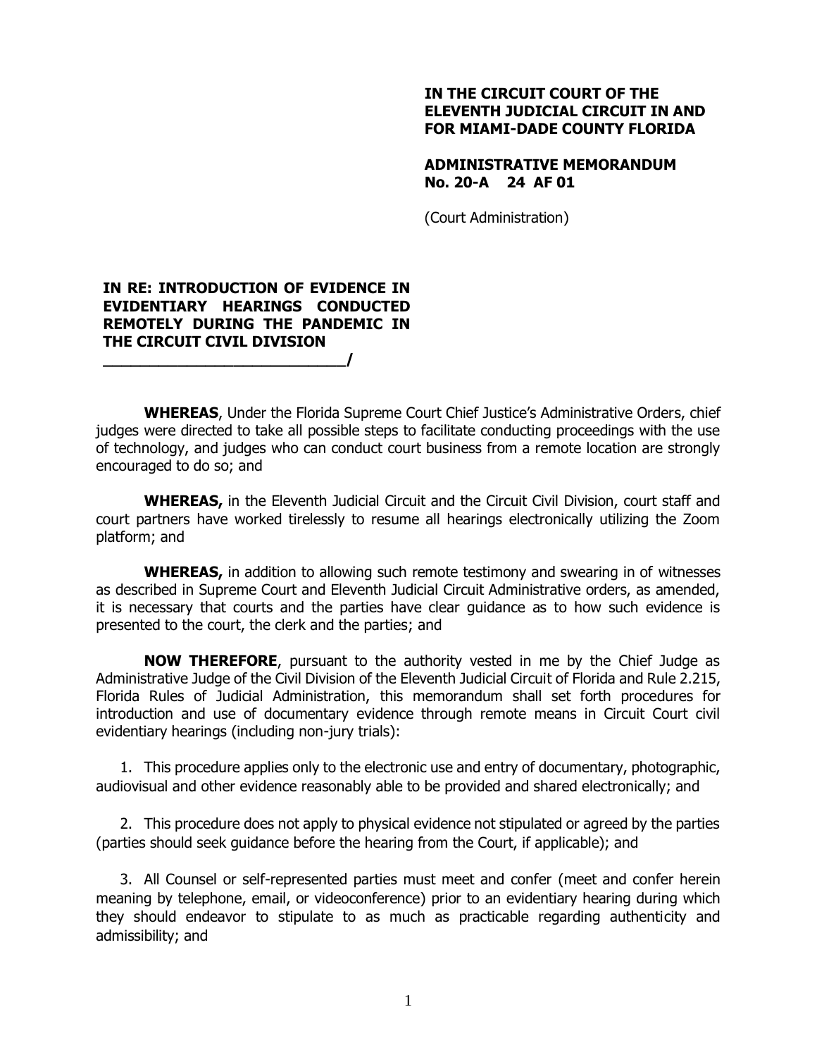**IN THE CIRCUIT COURT OF THE ELEVENTH JUDICIAL CIRCUIT IN AND FOR MIAMI-DADE COUNTY FLORIDA**

**ADMINISTRATIVE MEMORANDUM No. 20-A 24 AF 01**

(Court Administration)

**IN RE: INTRODUCTION OF EVIDENCE IN EVIDENTIARY HEARINGS CONDUCTED REMOTELY DURING THE PANDEMIC IN THE CIRCUIT CIVIL DIVISION**
**___________________________/**

**WHEREAS**, Under the Florida Supreme Court Chief Justice's Administrative Orders, chief judges were directed to take all possible steps to facilitate conducting proceedings with the use of technology, and judges who can conduct court business from a remote location are strongly encouraged to do so; and

**WHEREAS,** in the Eleventh Judicial Circuit and the Circuit Civil Division, court staff and court partners have worked tirelessly to resume all hearings electronically utilizing the Zoom platform; and

**WHEREAS,** in addition to allowing such remote testimony and swearing in of witnesses as described in Supreme Court and Eleventh Judicial Circuit Administrative orders, as amended, it is necessary that courts and the parties have clear guidance as to how such evidence is presented to the court, the clerk and the parties; and

**NOW THEREFORE**, pursuant to the authority vested in me by the Chief Judge as Administrative Judge of the Civil Division of the Eleventh Judicial Circuit of Florida and Rule 2.215, Florida Rules of Judicial Administration, this memorandum shall set forth procedures for introduction and use of documentary evidence through remote means in Circuit Court civil evidentiary hearings (including non-jury trials):

1. This procedure applies only to the electronic use and entry of documentary, photographic, audiovisual and other evidence reasonably able to be provided and shared electronically; and

2. This procedure does not apply to physical evidence not stipulated or agreed by the parties (parties should seek guidance before the hearing from the Court, if applicable); and

3. All Counsel or self-represented parties must meet and confer (meet and confer herein meaning by telephone, email, or videoconference) prior to an evidentiary hearing during which they should endeavor to stipulate to as much as practicable regarding authenticity and admissibility; and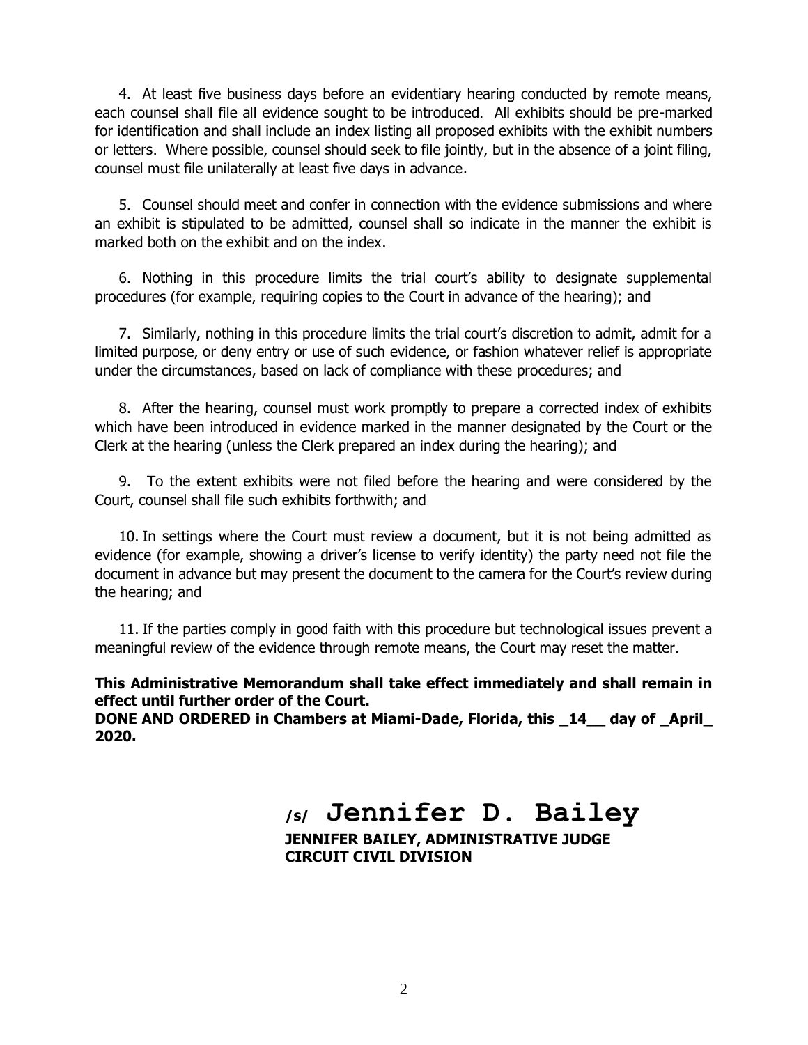4. At least five business days before an evidentiary hearing conducted by remote means, each counsel shall file all evidence sought to be introduced. All exhibits should be pre-marked for identification and shall include an index listing all proposed exhibits with the exhibit numbers or letters. Where possible, counsel should seek to file jointly, but in the absence of a joint filing, counsel must file unilaterally at least five days in advance.

5. Counsel should meet and confer in connection with the evidence submissions and where an exhibit is stipulated to be admitted, counsel shall so indicate in the manner the exhibit is marked both on the exhibit and on the index.

6. Nothing in this procedure limits the trial court's ability to designate supplemental procedures (for example, requiring copies to the Court in advance of the hearing); and

7. Similarly, nothing in this procedure limits the trial court's discretion to admit, admit for a limited purpose, or deny entry or use of such evidence, or fashion whatever relief is appropriate under the circumstances, based on lack of compliance with these procedures; and

8. After the hearing, counsel must work promptly to prepare a corrected index of exhibits which have been introduced in evidence marked in the manner designated by the Court or the Clerk at the hearing (unless the Clerk prepared an index during the hearing); and

9. To the extent exhibits were not filed before the hearing and were considered by the Court, counsel shall file such exhibits forthwith; and

10. In settings where the Court must review a document, but it is not being admitted as evidence (for example, showing a driver's license to verify identity) the party need not file the document in advance but may present the document to the camera for the Court's review during the hearing; and

11. If the parties comply in good faith with this procedure but technological issues prevent a meaningful review of the evidence through remote means, the Court may reset the matter.

**This Administrative Memorandum shall take effect immediately and shall remain in effect until further order of the Court.**
**DONE AND ORDERED in Chambers at Miami-Dade, Florida, this _14__ day of _April_ 2020.**

/s/ **Jennifer D. Bailey**
**JENNIFER BAILEY, ADMINISTRATIVE JUDGE**
**CIRCUIT CIVIL DIVISION**